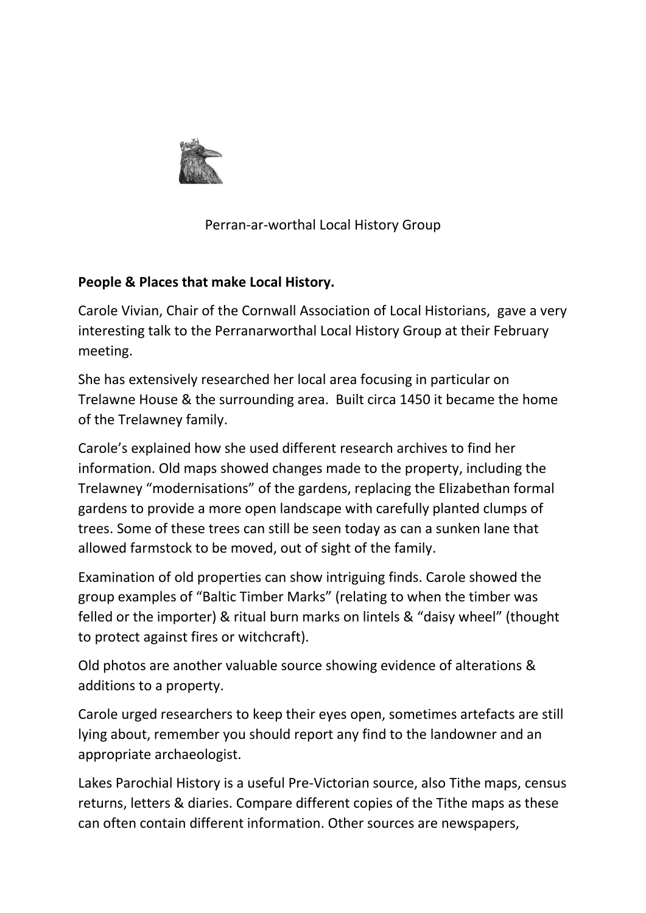Perran-ar-worthal Local History Group

**People & Places that make Local History.**

Carole Vivian, Chair of the Cornwall Association of Local Historians, gave a very interesting talk to the Perranarworthal Local History Group at their February meeting.

She has extensively researched her local area focusing in particular on Trelawne House & the surrounding area. Built circa 1450 it became the home of the Trelawney family.

Carole's explained how she used different research archives to find her information. Old maps showed changes made to the property, including the Trelawney "modernisations" of the gardens, replacing the Elizabethan formal gardens to provide a more open landscape with carefully planted clumps of trees. Some of these trees can still be seen today as can a sunken lane that allowed farmstock to be moved, out of sight of the family.

Examination of old properties can show intriguing finds. Carole showed the group examples of "Baltic Timber Marks" (relating to when the timber was felled or the importer) & ritual burn marks on lintels & "daisy wheel" (thought to protect against fires or witchcraft).

Old photos are another valuable source showing evidence of alterations & additions to a property.

Carole urged researchers to keep their eyes open, sometimes artefacts are still lying about, remember you should report any find to the landowner and an appropriate archaeologist.

Lakes Parochial History is a useful Pre-Victorian source, also Tithe maps, census returns, letters & diaries. Compare different copies of the Tithe maps as these can often contain different information. Other sources are newspapers,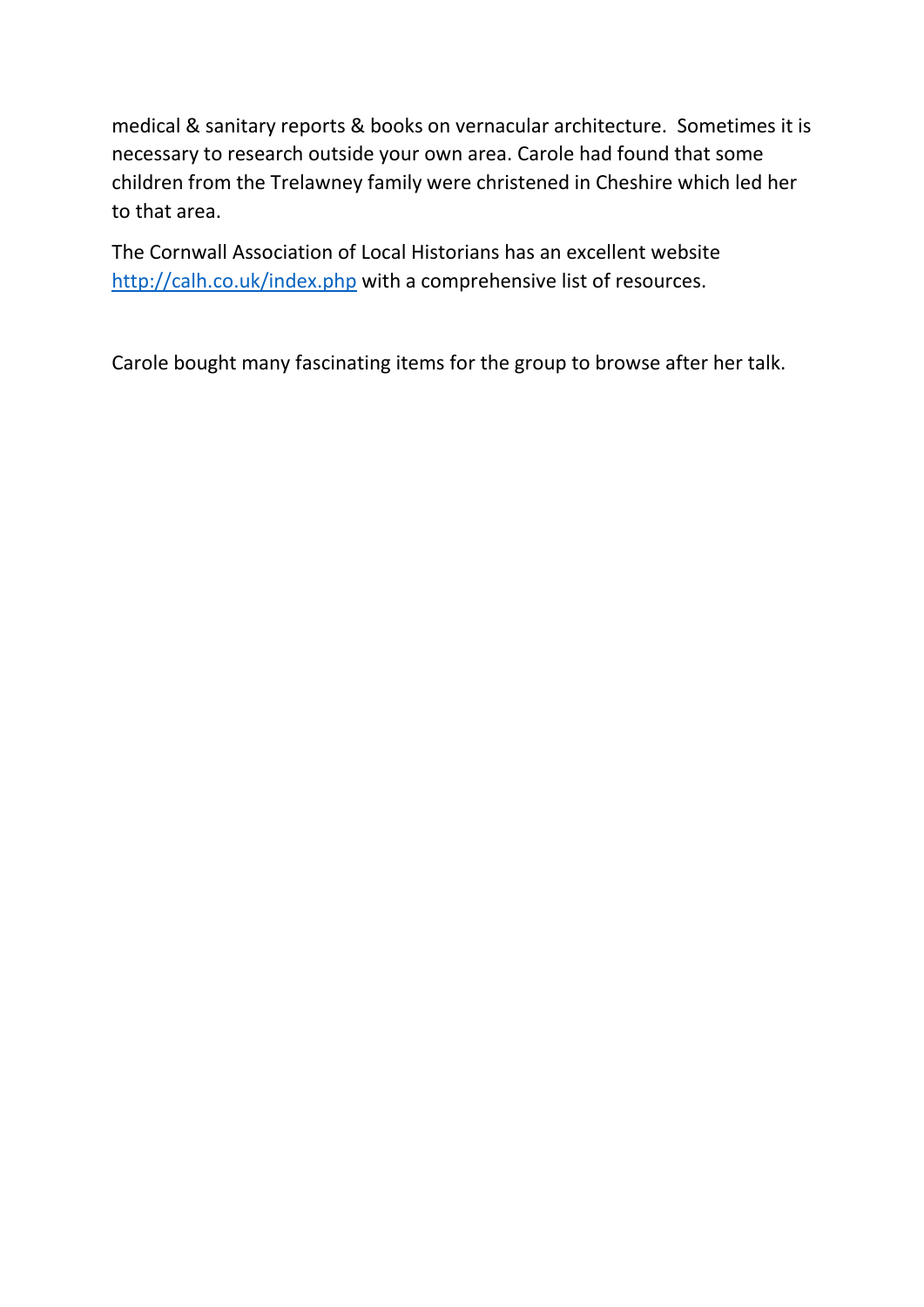medical & sanitary reports & books on vernacular architecture. Sometimes it is necessary to research outside your own area. Carole had found that some children from the Trelawney family were christened in Cheshire which led her to that area.

The Cornwall Association of Local Historians has an excellent website [http://calh.co.uk/index.php](http://calh.co.uk/index.php) with a comprehensive list of resources.

Carole bought many fascinating items for the group to browse after her talk.